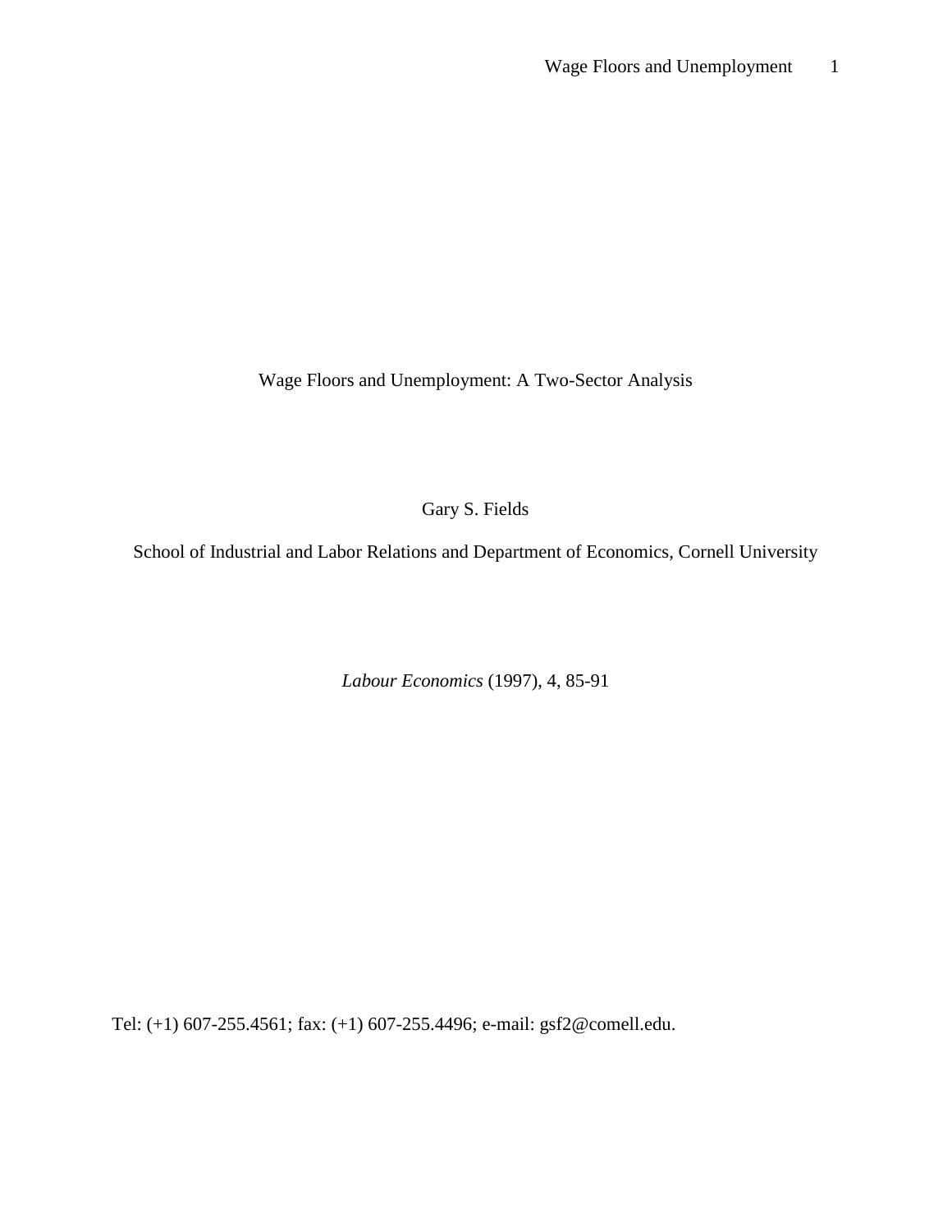# Wage Floors and Unemployment: A Two-Sector Analysis

Gary S. Fields

School of Industrial and Labor Relations and Department of Economics, Cornell University

*Labour Economics* (1997), 4, 85-91

Tel: (+1) 607-255.4561; fax: (+1) 607-255.4496; e-mail: gsf2@comell.edu.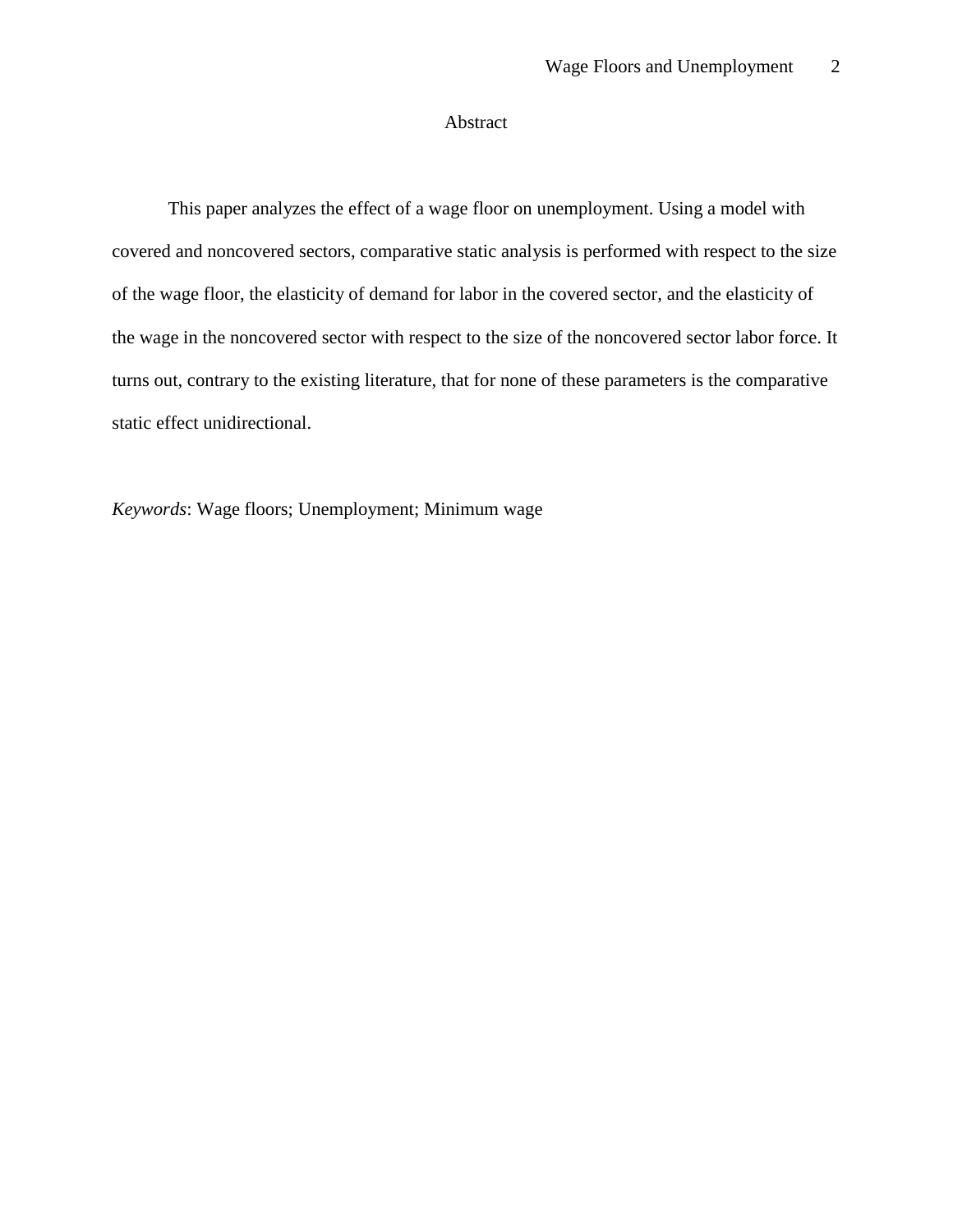# Abstract

This paper analyzes the effect of a wage floor on unemployment. Using a model with covered and noncovered sectors, comparative static analysis is performed with respect to the size of the wage floor, the elasticity of demand for labor in the covered sector, and the elasticity of the wage in the noncovered sector with respect to the size of the noncovered sector labor force. It turns out, contrary to the existing literature, that for none of these parameters is the comparative static effect unidirectional.

*Keywords*: Wage floors; Unemployment; Minimum wage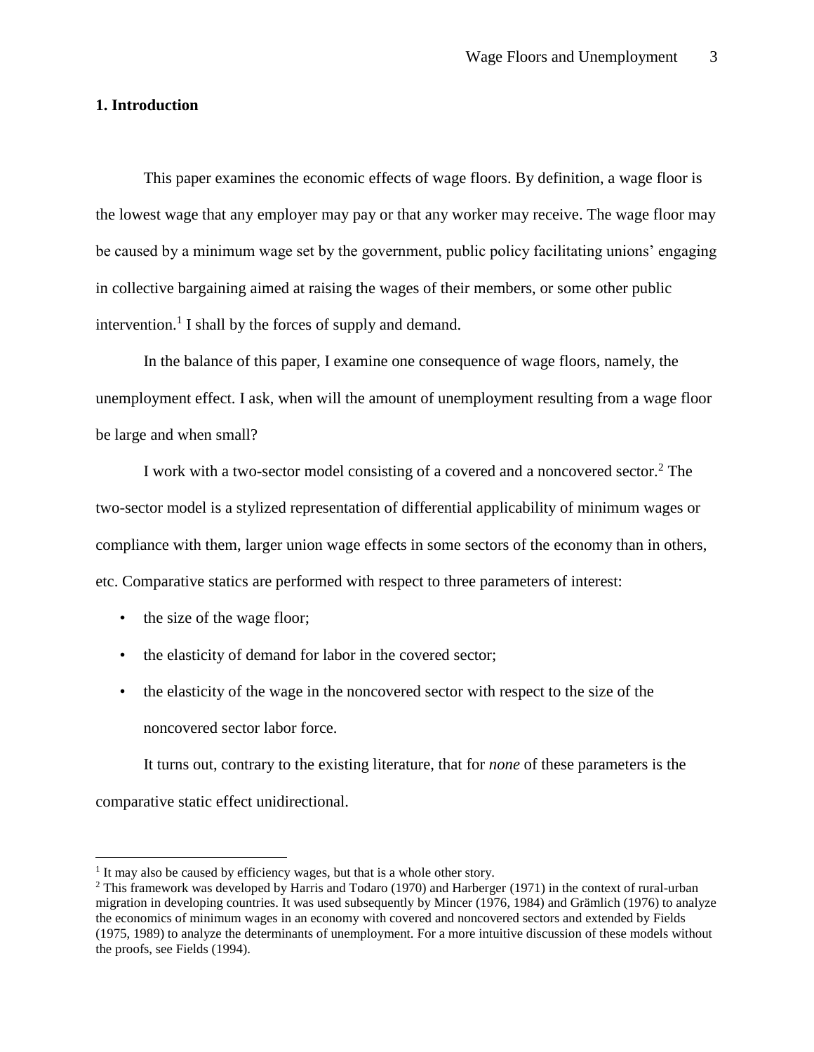## 1. Introduction

This paper examines the economic effects of wage floors. By definition, a wage floor is the lowest wage that any employer may pay or that any worker may receive. The wage floor may be caused by a minimum wage set by the government, public policy facilitating unions' engaging in collective bargaining aimed at raising the wages of their members, or some other public intervention.[1] I shall by the forces of supply and demand.

In the balance of this paper, I examine one consequence of wage floors, namely, the unemployment effect. I ask, when will the amount of unemployment resulting from a wage floor be large and when small?

I work with a two-sector model consisting of a covered and a noncovered sector.[2] The two-sector model is a stylized representation of differential applicability of minimum wages or compliance with them, larger union wage effects in some sectors of the economy than in others, etc. Comparative statics are performed with respect to three parameters of interest:

- the size of the wage floor;
- the elasticity of demand for labor in the covered sector;
- the elasticity of the wage in the noncovered sector with respect to the size of the noncovered sector labor force.

It turns out, contrary to the existing literature, that for *none* of these parameters is the comparative static effect unidirectional.

---

[1] It may also be caused by efficiency wages, but that is a whole other story.

[2] This framework was developed by Harris and Todaro (1970) and Harberger (1971) in the context of rural-urban migration in developing countries. It was used subsequently by Mincer (1976, 1984) and Grämlich (1976) to analyze the economics of minimum wages in an economy with covered and noncovered sectors and extended by Fields (1975, 1989) to analyze the determinants of unemployment. For a more intuitive discussion of these models without the proofs, see Fields (1994).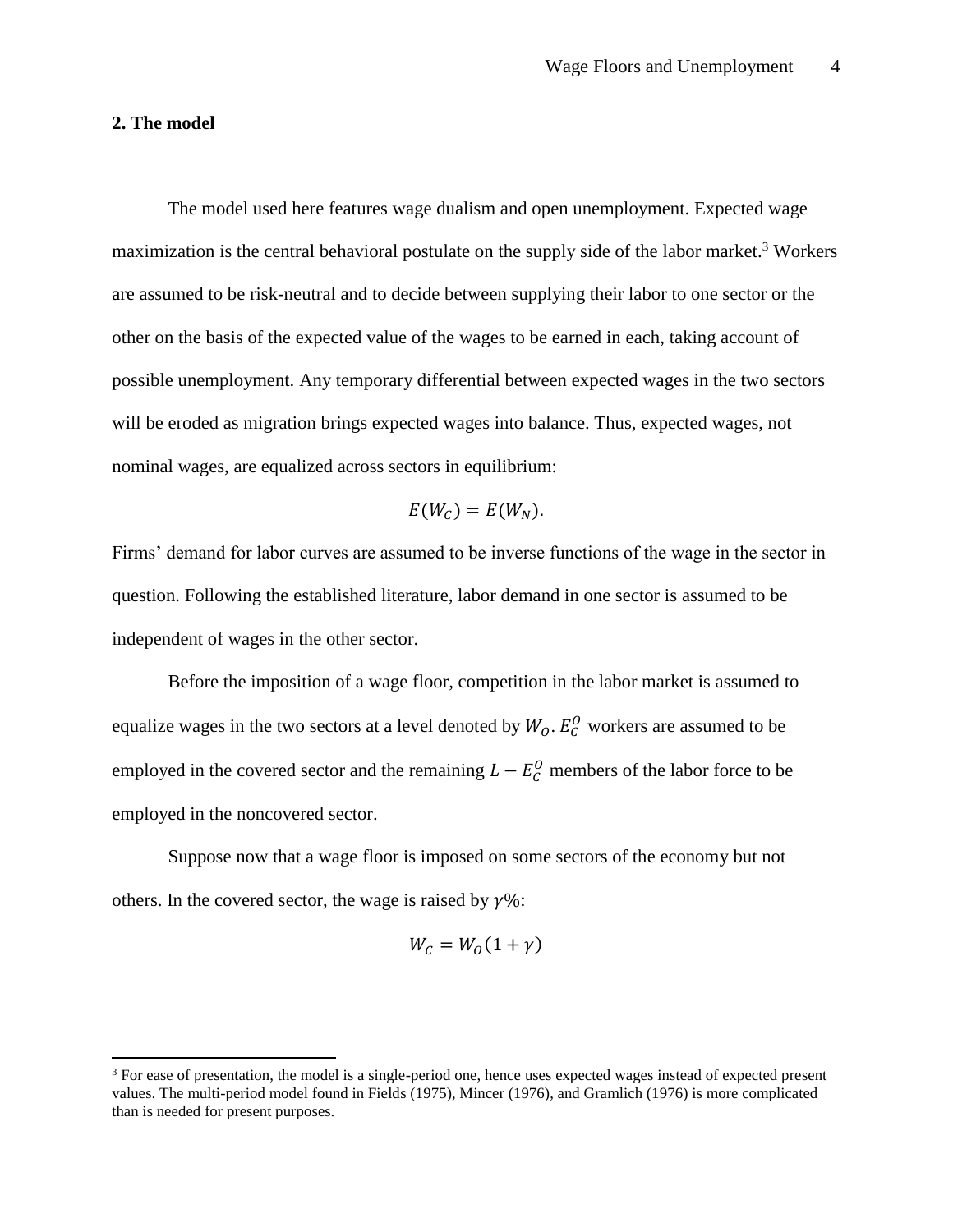## 2. The model

The model used here features wage dualism and open unemployment. Expected wage maximization is the central behavioral postulate on the supply side of the labor market.[3] Workers are assumed to be risk-neutral and to decide between supplying their labor to one sector or the other on the basis of the expected value of the wages to be earned in each, taking account of possible unemployment. Any temporary differential between expected wages in the two sectors will be eroded as migration brings expected wages into balance. Thus, expected wages, not nominal wages, are equalized across sectors in equilibrium:

$$E(W_C) = E(W_N).$$

Firms' demand for labor curves are assumed to be inverse functions of the wage in the sector in question. Following the established literature, labor demand in one sector is assumed to be independent of wages in the other sector.

Before the imposition of a wage floor, competition in the labor market is assumed to equalize wages in the two sectors at a level denoted by $W_O$. $E_C^O$ workers are assumed to be employed in the covered sector and the remaining $L - E_C^O$ members of the labor force to be employed in the noncovered sector.

Suppose now that a wage floor is imposed on some sectors of the economy but not others. In the covered sector, the wage is raised by $\gamma$%:

$$W_C = W_O(1 + \gamma)$$

[3] For ease of presentation, the model is a single-period one, hence uses expected wages instead of expected present values. The multi-period model found in Fields (1975), Mincer (1976), and Gramlich (1976) is more complicated than is needed for present purposes.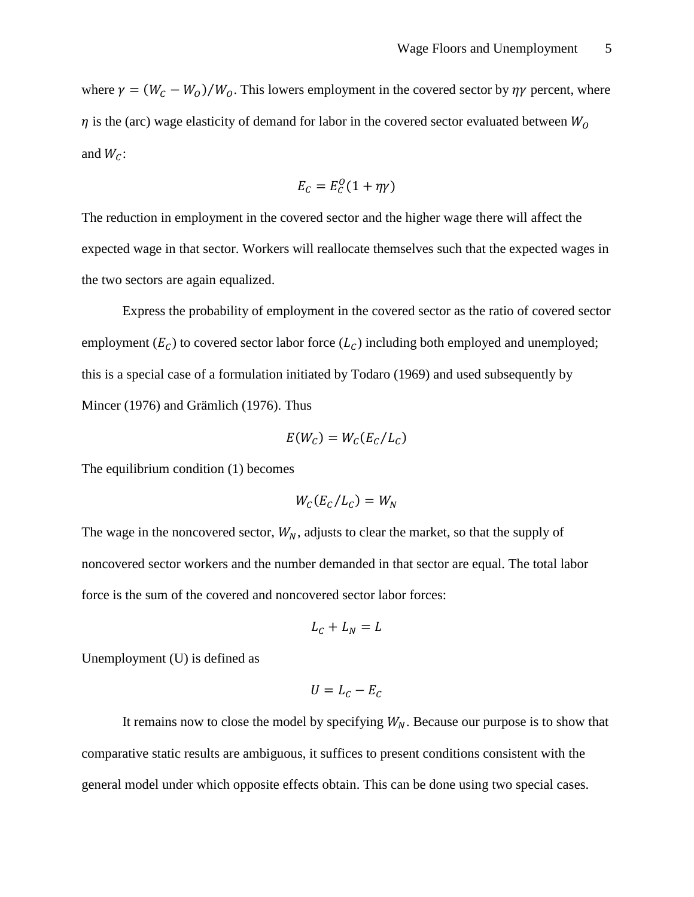where $\gamma = (W_C - W_O)/W_O$. This lowers employment in the covered sector by $\eta\gamma$ percent, where $\eta$ is the (arc) wage elasticity of demand for labor in the covered sector evaluated between $W_O$ and $W_C$:

$$E_C = E_C^O(1 + \eta\gamma)$$

The reduction in employment in the covered sector and the higher wage there will affect the expected wage in that sector. Workers will reallocate themselves such that the expected wages in the two sectors are again equalized.

Express the probability of employment in the covered sector as the ratio of covered sector employment ($E_C$) to covered sector labor force ($L_C$) including both employed and unemployed; this is a special case of a formulation initiated by Todaro (1969) and used subsequently by Mincer (1976) and Grämlich (1976). Thus

$$E(W_C) = W_C(E_C/L_C)$$

The equilibrium condition (1) becomes

$$W_C(E_C/L_C) = W_N$$

The wage in the noncovered sector, $W_N$, adjusts to clear the market, so that the supply of noncovered sector workers and the number demanded in that sector are equal. The total labor force is the sum of the covered and noncovered sector labor forces:

$$L_C + L_N = L$$

Unemployment (U) is defined as

$$U = L_C - E_C$$

It remains now to close the model by specifying $W_N$. Because our purpose is to show that comparative static results are ambiguous, it suffices to present conditions consistent with the general model under which opposite effects obtain. This can be done using two special cases.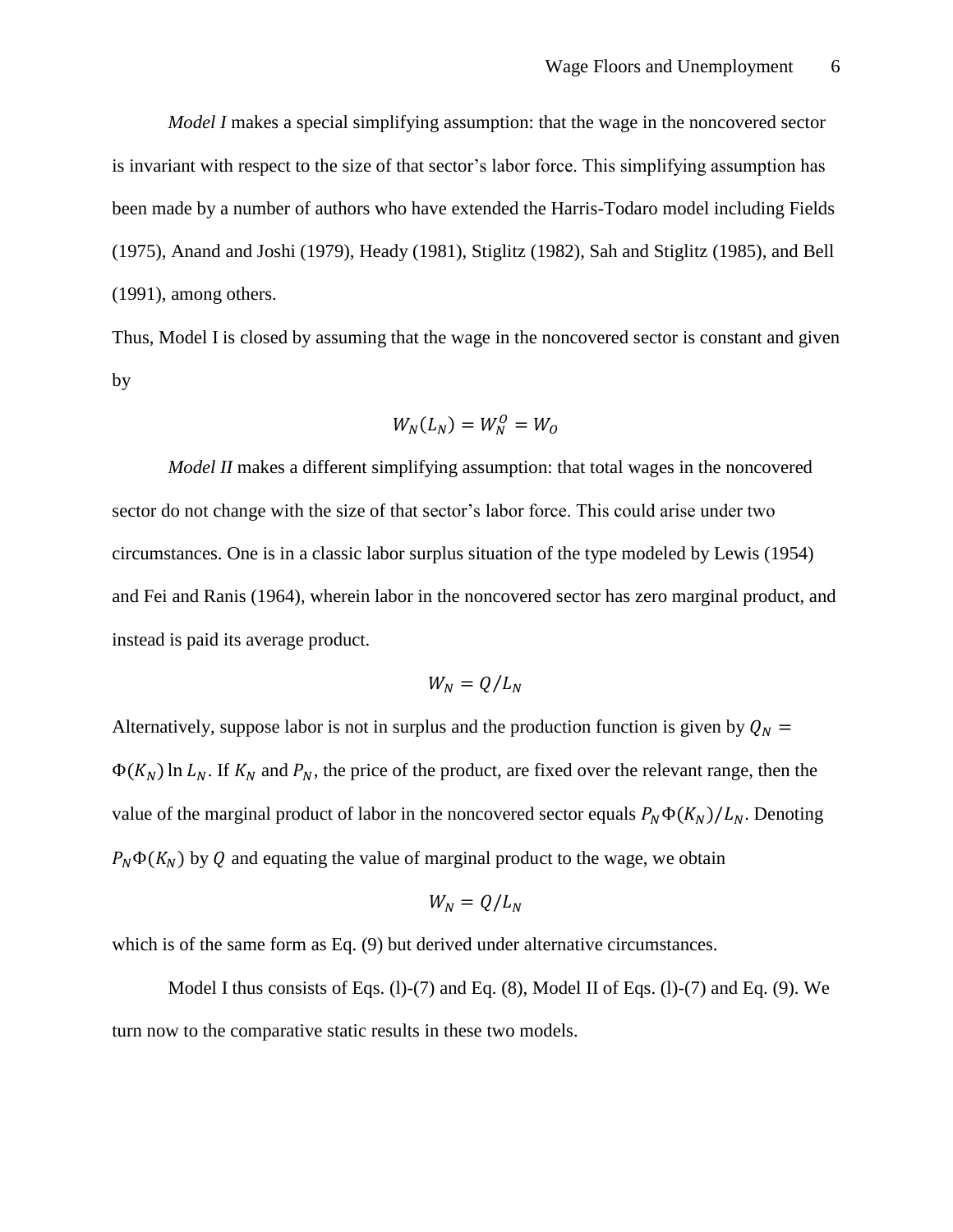*Model I* makes a special simplifying assumption: that the wage in the noncovered sector is invariant with respect to the size of that sector's labor force. This simplifying assumption has been made by a number of authors who have extended the Harris-Todaro model including Fields (1975), Anand and Joshi (1979), Heady (1981), Stiglitz (1982), Sah and Stiglitz (1985), and Bell (1991), among others.

Thus, Model I is closed by assuming that the wage in the noncovered sector is constant and given by

$$W_N(L_N) = W_N^O = W_O$$

*Model II* makes a different simplifying assumption: that total wages in the noncovered sector do not change with the size of that sector's labor force. This could arise under two circumstances. One is in a classic labor surplus situation of the type modeled by Lewis (1954) and Fei and Ranis (1964), wherein labor in the noncovered sector has zero marginal product, and instead is paid its average product.

$$W_N = Q/L_N$$

Alternatively, suppose labor is not in surplus and the production function is given by $Q_N = \Phi(K_N) \ln L_N$. If $K_N$ and $P_N$, the price of the product, are fixed over the relevant range, then the value of the marginal product of labor in the noncovered sector equals $P_N \Phi(K_N)/L_N$. Denoting $P_N \Phi(K_N)$ by $Q$ and equating the value of marginal product to the wage, we obtain

$$W_N = Q/L_N$$

which is of the same form as Eq. (9) but derived under alternative circumstances.

Model I thus consists of Eqs. (l)-(7) and Eq. (8), Model II of Eqs. (l)-(7) and Eq. (9). We turn now to the comparative static results in these two models.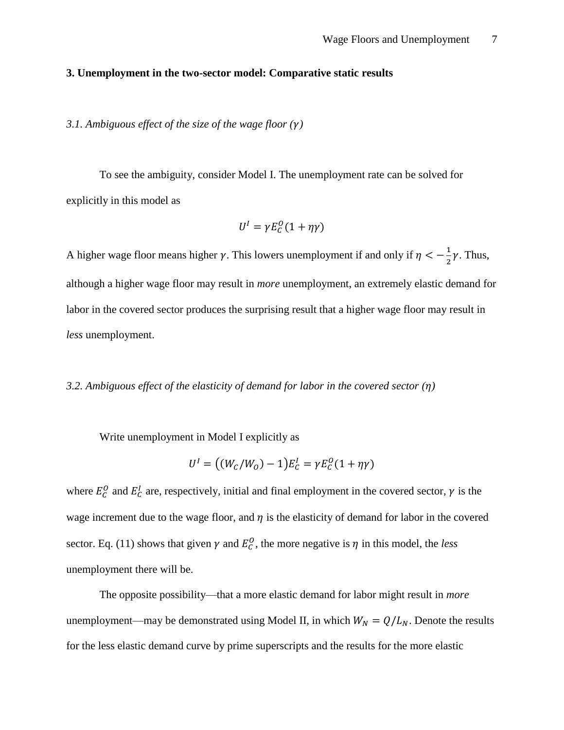## 3. Unemployment in the two-sector model: Comparative static results

### *3.1. Ambiguous effect of the size of the wage floor ($\gamma$)*

To see the ambiguity, consider Model I. The unemployment rate can be solved for explicitly in this model as

$$U^I = \gamma E_C^O(1 + \eta\gamma)$$

A higher wage floor means higher $\gamma$. This lowers unemployment if and only if $\eta < -\frac{1}{2}\gamma$. Thus, although a higher wage floor may result in *more* unemployment, an extremely elastic demand for labor in the covered sector produces the surprising result that a higher wage floor may result in *less* unemployment.

### *3.2. Ambiguous effect of the elasticity of demand for labor in the covered sector ($\eta$)*

Write unemployment in Model I explicitly as

$$U^I = \left((W_C/W_O) - 1\right)E_C^I = \gamma E_C^O(1 + \eta\gamma)$$

where $E_C^O$ and $E_C^I$ are, respectively, initial and final employment in the covered sector, $\gamma$ is the wage increment due to the wage floor, and $\eta$ is the elasticity of demand for labor in the covered sector. Eq. (11) shows that given $\gamma$ and $E_C^O$, the more negative is $\eta$ in this model, the *less* unemployment there will be.

The opposite possibility—that a more elastic demand for labor might result in *more* unemployment—may be demonstrated using Model II, in which $W_N = Q/L_N$. Denote the results for the less elastic demand curve by prime superscripts and the results for the more elastic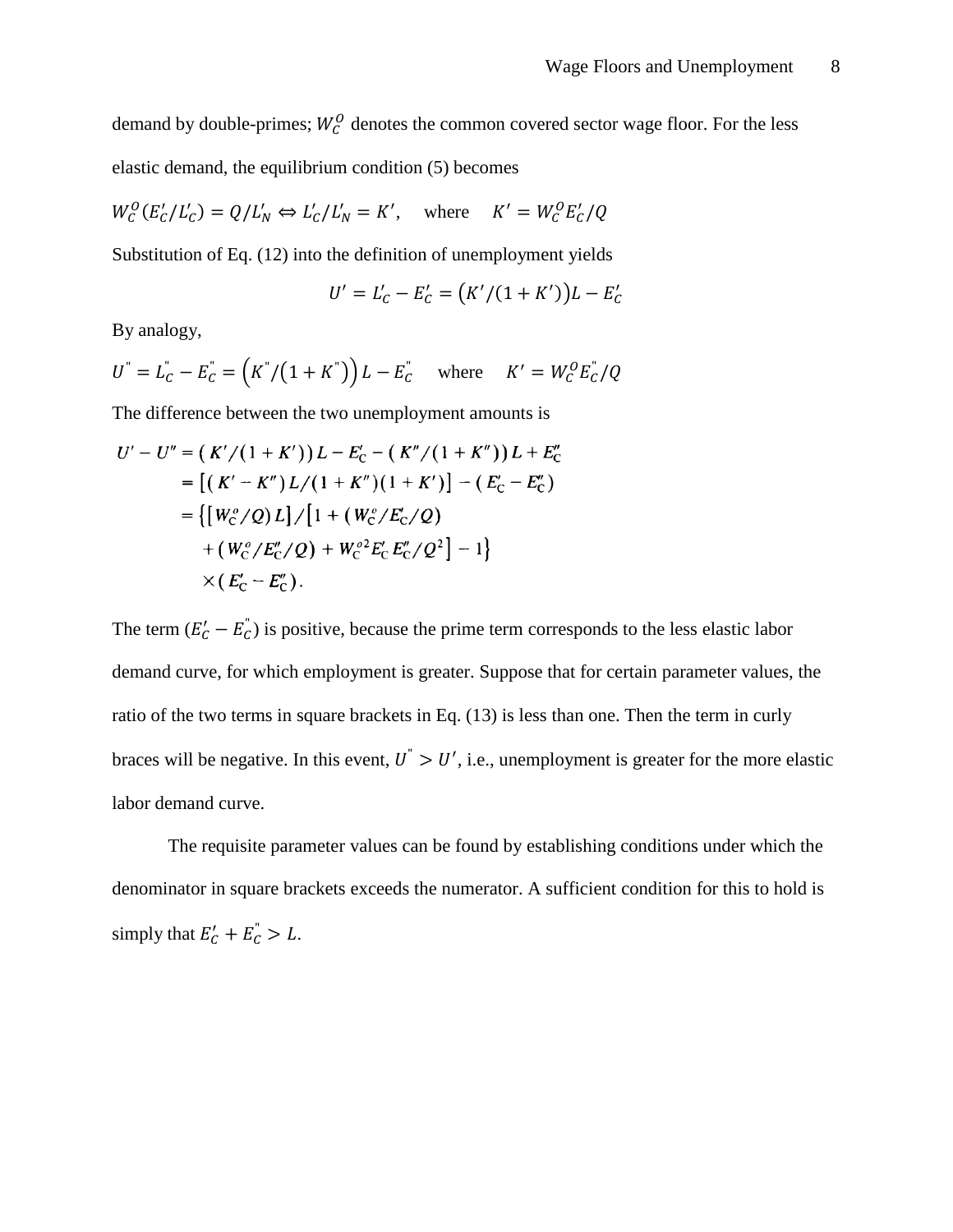demand by double-primes; $W_C^O$ denotes the common covered sector wage floor. For the less elastic demand, the equilibrium condition (5) becomes

$$W_C^O(E_C'/L_C') = Q/L_N' \Leftrightarrow L_C'/L_N' = K', \quad \text{where} \quad K' = W_C^O E_C'/Q$$

Substitution of Eq. (12) into the definition of unemployment yields

$$U' = L_C' - E_C' = \left(K'/(1+K')\right)L - E_C'$$

By analogy,

$$U'' = L_C'' - E_C'' = \left(K''/\left(1+K''\right)\right)L - E_C'' \quad \text{where} \quad K' = W_C^O E_C''/Q$$

The difference between the two unemployment amounts is

$$\begin{aligned}
U' - U'' &= \left(K'/(1+K')\right)L - E_C' - \left(K''/(1+K'')\right)L + E_C'' \\
&= \left[\left(K' - K''\right)L/(1+K'')(1+K')\right] - \left(E_C' - E_C''\right) \\
&= \Big\{\left[\left(W_C^o/Q\right)L\right]/\Big[1 + \left(W_C^o/E_C'/Q\right) \\
&\quad + \left(W_C^o/E_C''/Q\right) + W_C^{o2}E_C'E_C''/Q^2\Big] - 1\Big\} \\
&\quad \times \left(E_C' - E_C''\right).
\end{aligned}$$

The term $(E_C' - E_C'')$ is positive, because the prime term corresponds to the less elastic labor demand curve, for which employment is greater. Suppose that for certain parameter values, the ratio of the two terms in square brackets in Eq. (13) is less than one. Then the term in curly braces will be negative. In this event, $U'' > U'$, i.e., unemployment is greater for the more elastic labor demand curve.

The requisite parameter values can be found by establishing conditions under which the denominator in square brackets exceeds the numerator. A sufficient condition for this to hold is simply that $E_C' + E_C'' > L$.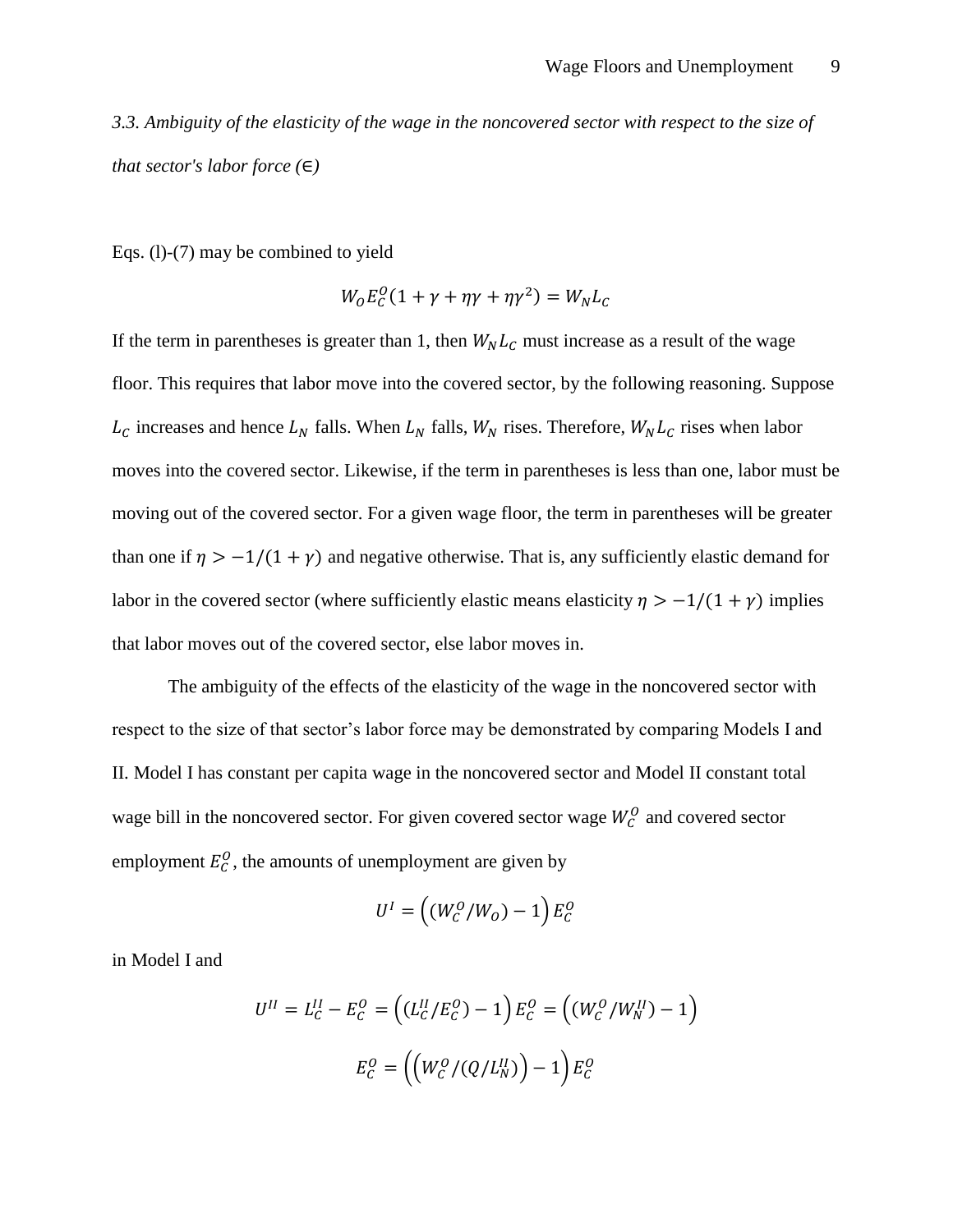*3.3. Ambiguity of the elasticity of the wage in the noncovered sector with respect to the size of that sector's labor force (∈)*

Eqs. (l)-(7) may be combined to yield

$$W_O E_C^O(1 + \gamma + \eta\gamma + \eta\gamma^2) = W_N L_C$$

If the term in parentheses is greater than 1, then $W_N L_C$ must increase as a result of the wage floor. This requires that labor move into the covered sector, by the following reasoning. Suppose $L_C$ increases and hence $L_N$ falls. When $L_N$ falls, $W_N$ rises. Therefore, $W_N L_C$ rises when labor moves into the covered sector. Likewise, if the term in parentheses is less than one, labor must be moving out of the covered sector. For a given wage floor, the term in parentheses will be greater than one if $\eta > -1/(1 + \gamma)$ and negative otherwise. That is, any sufficiently elastic demand for labor in the covered sector (where sufficiently elastic means elasticity $\eta > -1/(1 + \gamma)$ implies that labor moves out of the covered sector, else labor moves in.

The ambiguity of the effects of the elasticity of the wage in the noncovered sector with respect to the size of that sector's labor force may be demonstrated by comparing Models I and II. Model I has constant per capita wage in the noncovered sector and Model II constant total wage bill in the noncovered sector. For given covered sector wage $W_C^O$ and covered sector employment $E_C^O$, the amounts of unemployment are given by

$$U^I = \left((W_C^O/W_O) - 1\right)E_C^O$$

in Model I and

$$U^{II} = L_C^{II} - E_C^O = \left((L_C^{II}/E_C^O) - 1\right)E_C^O = \left((W_C^O/W_N^{II}) - 1\right)$$

$$E_C^O = \left(\left(W_C^O/(Q/L_N^{II})\right) - 1\right)E_C^O$$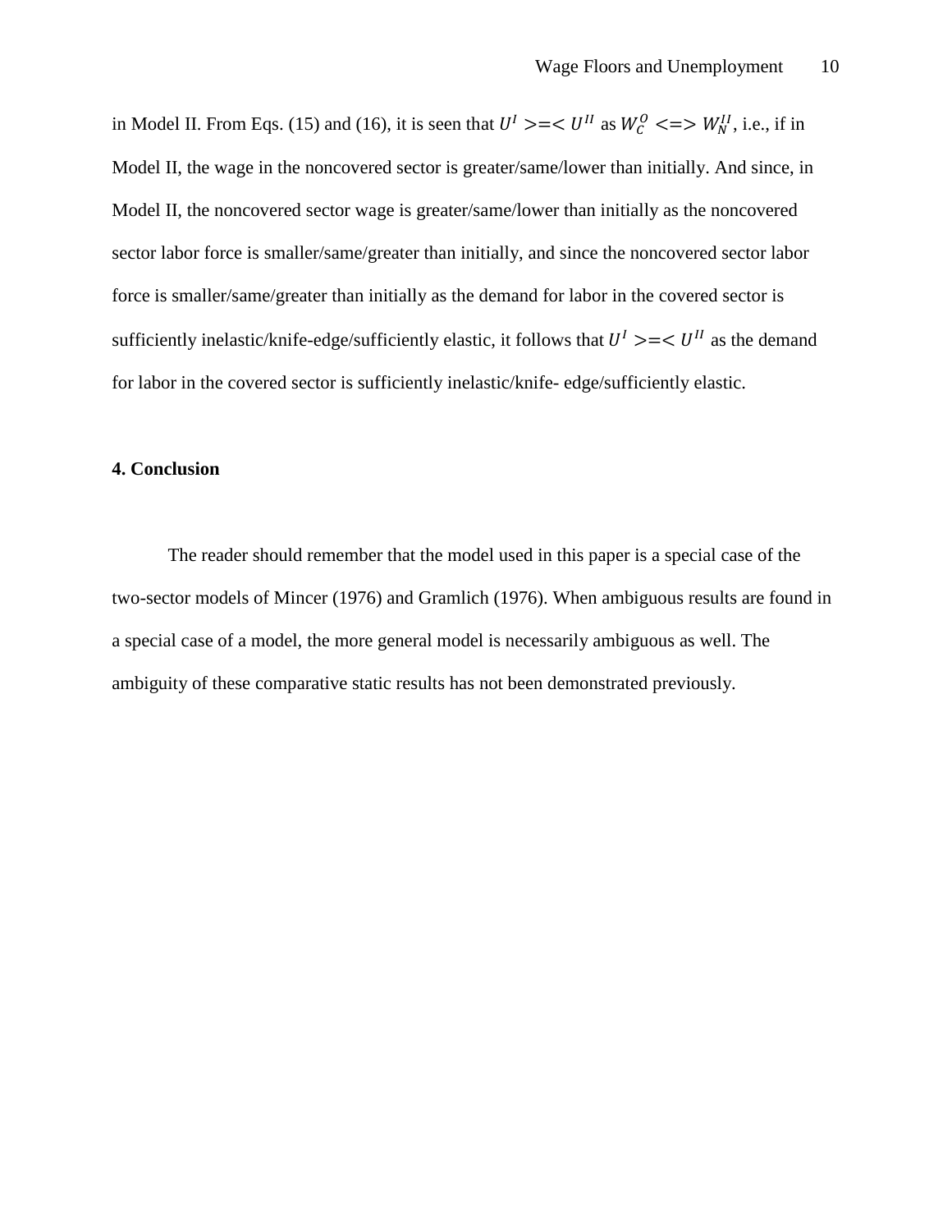in Model II. From Eqs. (15) and (16), it is seen that $U^I >=< U^{II}$ as $W_C^O <=> W_N^{II}$, i.e., if in Model II, the wage in the noncovered sector is greater/same/lower than initially. And since, in Model II, the noncovered sector wage is greater/same/lower than initially as the noncovered sector labor force is smaller/same/greater than initially, and since the noncovered sector labor force is smaller/same/greater than initially as the demand for labor in the covered sector is sufficiently inelastic/knife-edge/sufficiently elastic, it follows that $U^I >=< U^{II}$ as the demand for labor in the covered sector is sufficiently inelastic/knife- edge/sufficiently elastic.

**4. Conclusion**

The reader should remember that the model used in this paper is a special case of the two-sector models of Mincer (1976) and Gramlich (1976). When ambiguous results are found in a special case of a model, the more general model is necessarily ambiguous as well. The ambiguity of these comparative static results has not been demonstrated previously.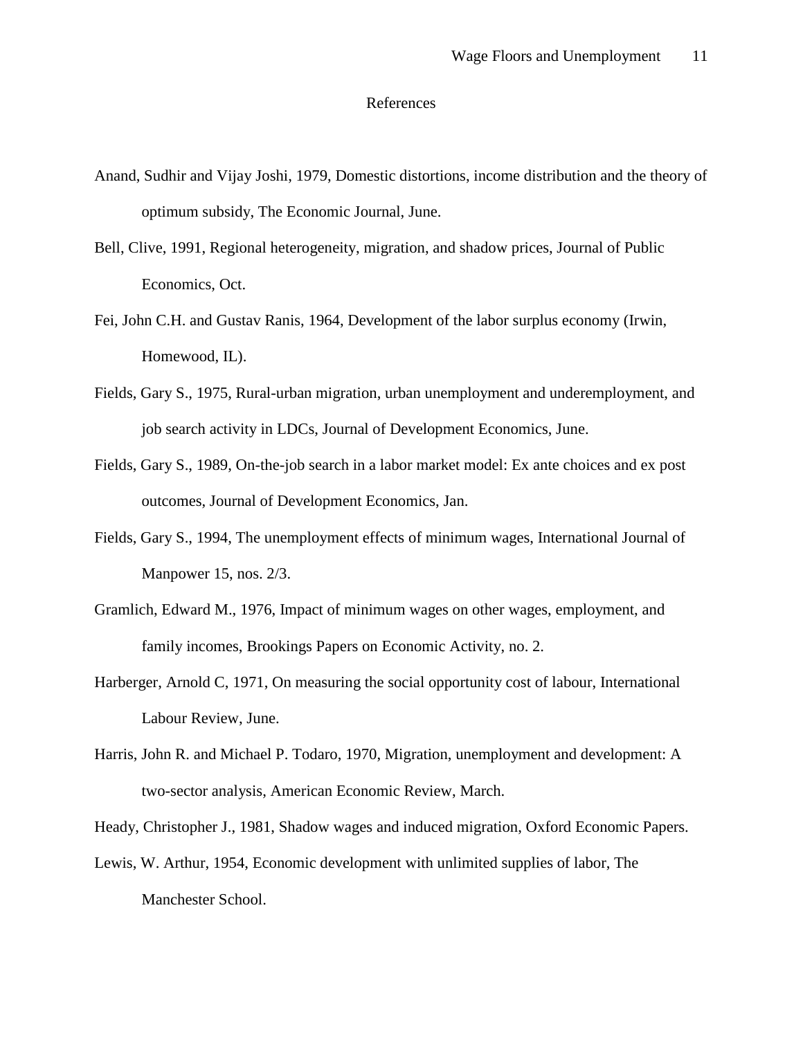## References

Anand, Sudhir and Vijay Joshi, 1979, Domestic distortions, income distribution and the theory of optimum subsidy, The Economic Journal, June.

Bell, Clive, 1991, Regional heterogeneity, migration, and shadow prices, Journal of Public Economics, Oct.

Fei, John C.H. and Gustav Ranis, 1964, Development of the labor surplus economy (Irwin, Homewood, IL).

Fields, Gary S., 1975, Rural-urban migration, urban unemployment and underemployment, and job search activity in LDCs, Journal of Development Economics, June.

Fields, Gary S., 1989, On-the-job search in a labor market model: Ex ante choices and ex post outcomes, Journal of Development Economics, Jan.

Fields, Gary S., 1994, The unemployment effects of minimum wages, International Journal of Manpower 15, nos. 2/3.

Gramlich, Edward M., 1976, Impact of minimum wages on other wages, employment, and family incomes, Brookings Papers on Economic Activity, no. 2.

Harberger, Arnold C, 1971, On measuring the social opportunity cost of labour, International Labour Review, June.

Harris, John R. and Michael P. Todaro, 1970, Migration, unemployment and development: A two-sector analysis, American Economic Review, March.

Heady, Christopher J., 1981, Shadow wages and induced migration, Oxford Economic Papers.

Lewis, W. Arthur, 1954, Economic development with unlimited supplies of labor, The Manchester School.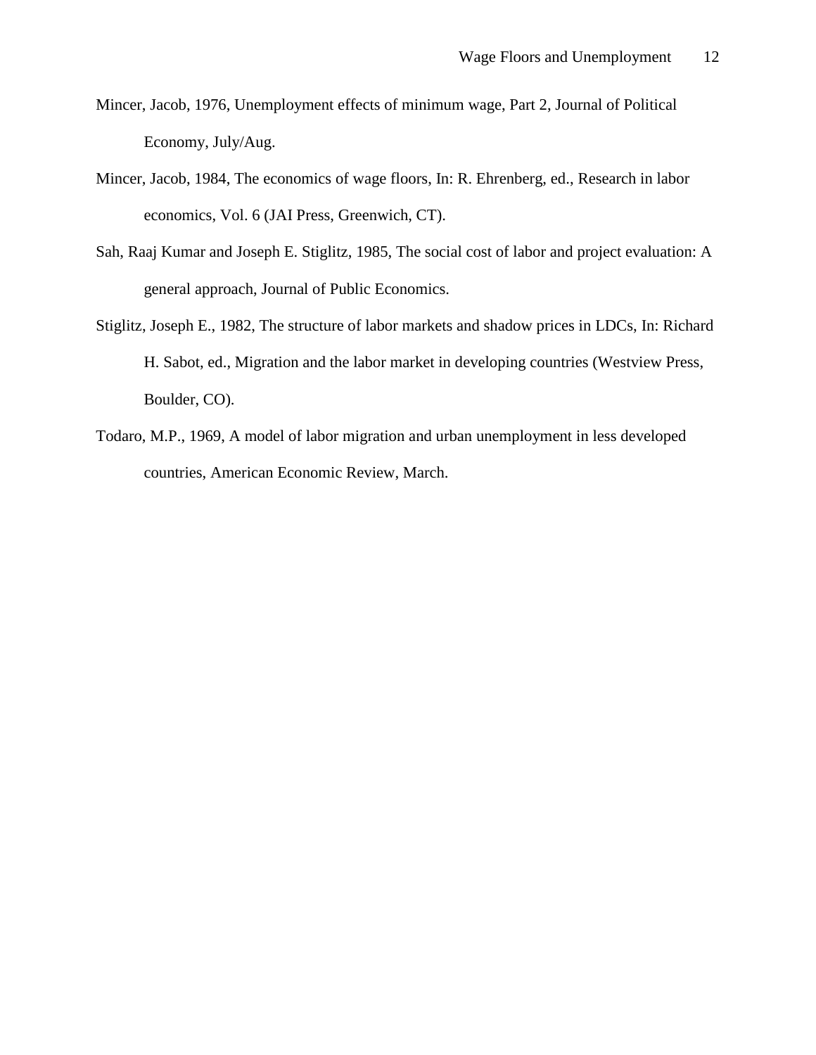Mincer, Jacob, 1976, Unemployment effects of minimum wage, Part 2, Journal of Political Economy, July/Aug.

Mincer, Jacob, 1984, The economics of wage floors, In: R. Ehrenberg, ed., Research in labor economics, Vol. 6 (JAI Press, Greenwich, CT).

Sah, Raaj Kumar and Joseph E. Stiglitz, 1985, The social cost of labor and project evaluation: A general approach, Journal of Public Economics.

Stiglitz, Joseph E., 1982, The structure of labor markets and shadow prices in LDCs, In: Richard H. Sabot, ed., Migration and the labor market in developing countries (Westview Press, Boulder, CO).

Todaro, M.P., 1969, A model of labor migration and urban unemployment in less developed countries, American Economic Review, March.